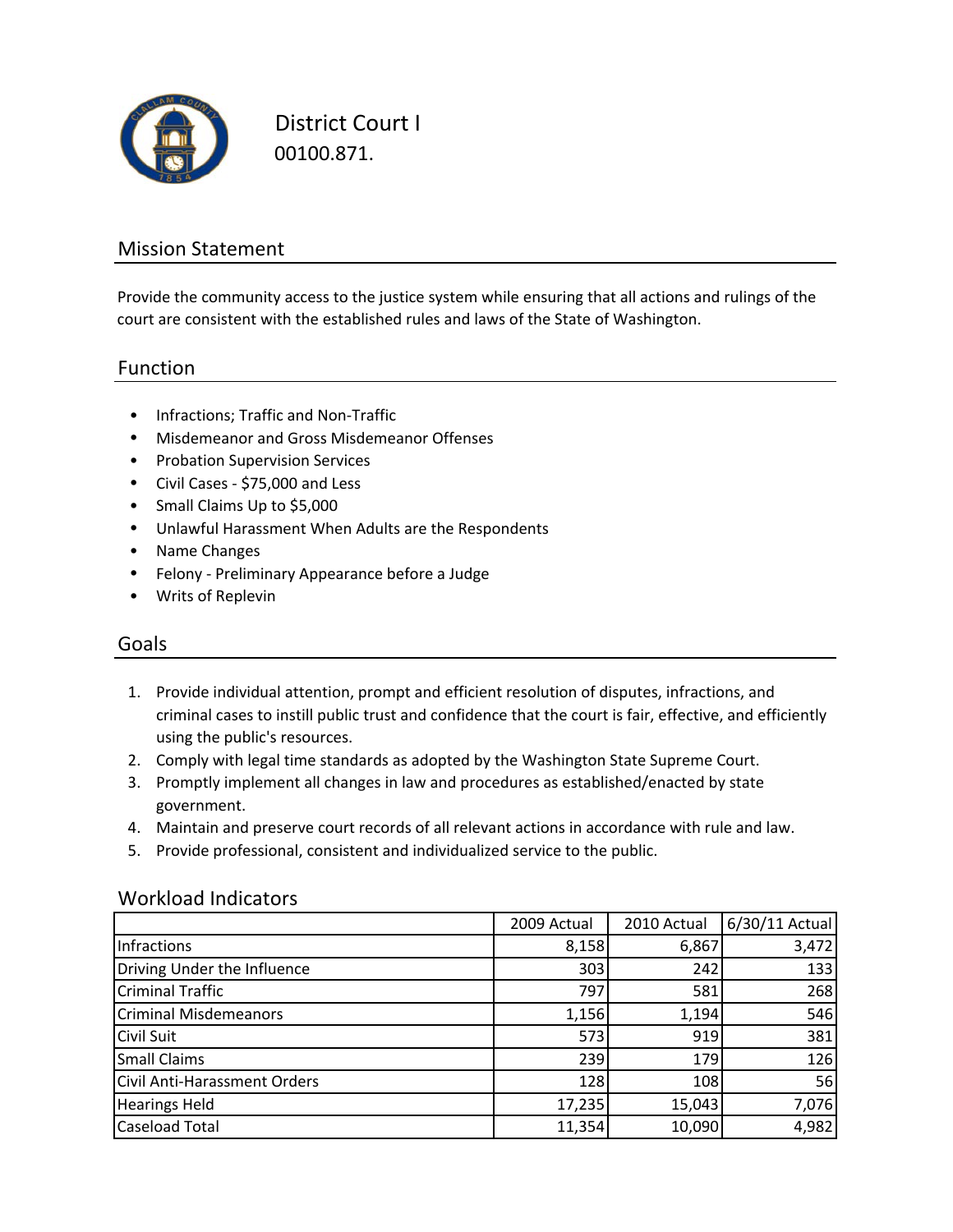# District Court I

00100.871.

## Mission Statement

Provide the community access to the justice system while ensuring that all actions and rulings of the court are consistent with the established rules and laws of the State of Washington.

## Function

- Infractions; Traffic and Non-Traffic
- Misdemeanor and Gross Misdemeanor Offenses
- Probation Supervision Services
- Civil Cases - $75,000 and Less
- Small Claims Up to $5,000
- Unlawful Harassment When Adults are the Respondents
- Name Changes
- Felony - Preliminary Appearance before a Judge
- Writs of Replevin

## Goals

1. Provide individual attention, prompt and efficient resolution of disputes, infractions, and criminal cases to instill public trust and confidence that the court is fair, effective, and efficiently using the public's resources.
2. Comply with legal time standards as adopted by the Washington State Supreme Court.
3. Promptly implement all changes in law and procedures as established/enacted by state government.
4. Maintain and preserve court records of all relevant actions in accordance with rule and law.
5. Provide professional, consistent and individualized service to the public.

## Workload Indicators

| | 2009 Actual | 2010 Actual | 6/30/11 Actual |
|---|---:|---:|---:|
| Infractions | 8,158 | 6,867 | 3,472 |
| Driving Under the Influence | 303 | 242 | 133 |
| Criminal Traffic | 797 | 581 | 268 |
| Criminal Misdemeanors | 1,156 | 1,194 | 546 |
| Civil Suit | 573 | 919 | 381 |
| Small Claims | 239 | 179 | 126 |
| Civil Anti-Harassment Orders | 128 | 108 | 56 |
| Hearings Held | 17,235 | 15,043 | 7,076 |
| Caseload Total | 11,354 | 10,090 | 4,982 |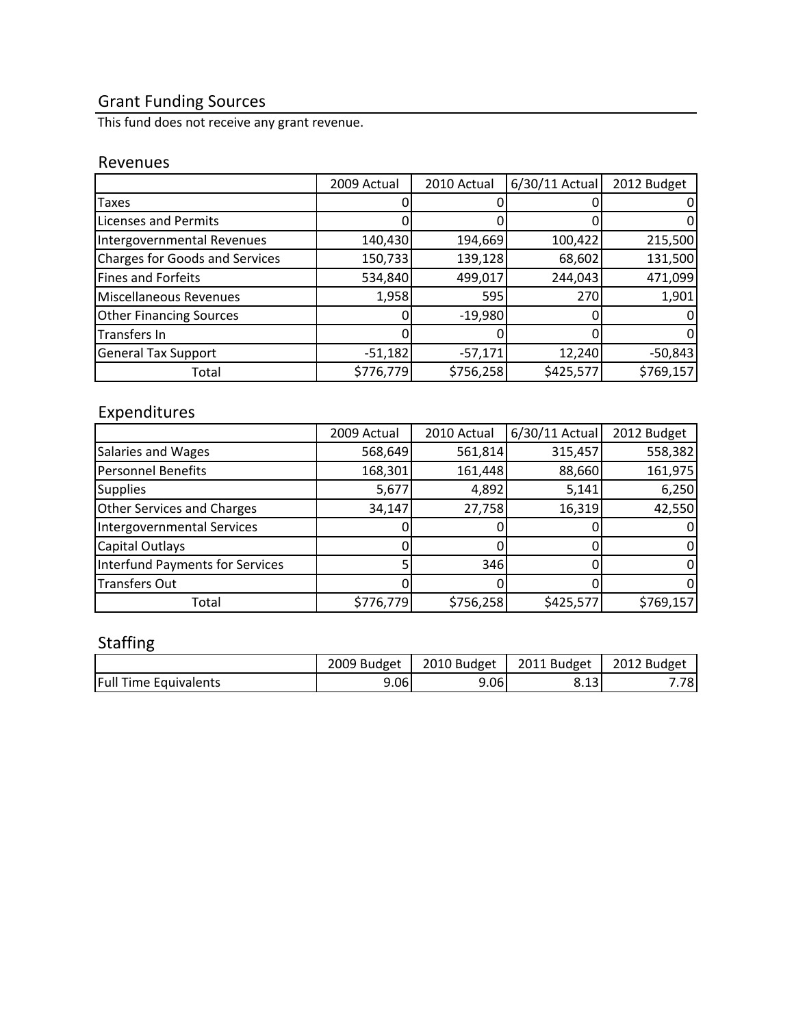## Grant Funding Sources

This fund does not receive any grant revenue.

### Revenues

| | 2009 Actual | 2010 Actual | 6/30/11 Actual | 2012 Budget |
|---|---|---|---|---|
| Taxes | 0 | 0 | 0 | 0 |
| Licenses and Permits | 0 | 0 | 0 | 0 |
| Intergovernmental Revenues | 140,430 | 194,669 | 100,422 | 215,500 |
| Charges for Goods and Services | 150,733 | 139,128 | 68,602 | 131,500 |
| Fines and Forfeits | 534,840 | 499,017 | 244,043 | 471,099 |
| Miscellaneous Revenues | 1,958 | 595 | 270 | 1,901 |
| Other Financing Sources | 0 | -19,980 | 0 | 0 |
| Transfers In | 0 | 0 | 0 | 0 |
| General Tax Support | -51,182 | -57,171 | 12,240 | -50,843 |
| Total | $776,779 | $756,258 | $425,577 | $769,157 |

### Expenditures

| | 2009 Actual | 2010 Actual | 6/30/11 Actual | 2012 Budget |
|---|---|---|---|---|
| Salaries and Wages | 568,649 | 561,814 | 315,457 | 558,382 |
| Personnel Benefits | 168,301 | 161,448 | 88,660 | 161,975 |
| Supplies | 5,677 | 4,892 | 5,141 | 6,250 |
| Other Services and Charges | 34,147 | 27,758 | 16,319 | 42,550 |
| Intergovernmental Services | 0 | 0 | 0 | 0 |
| Capital Outlays | 0 | 0 | 0 | 0 |
| Interfund Payments for Services | 5 | 346 | 0 | 0 |
| Transfers Out | 0 | 0 | 0 | 0 |
| Total | $776,779 | $756,258 | $425,577 | $769,157 |

### Staffing

| | 2009 Budget | 2010 Budget | 2011 Budget | 2012 Budget |
|---|---|---|---|---|
| Full Time Equivalents | 9.06 | 9.06 | 8.13 | 7.78 |